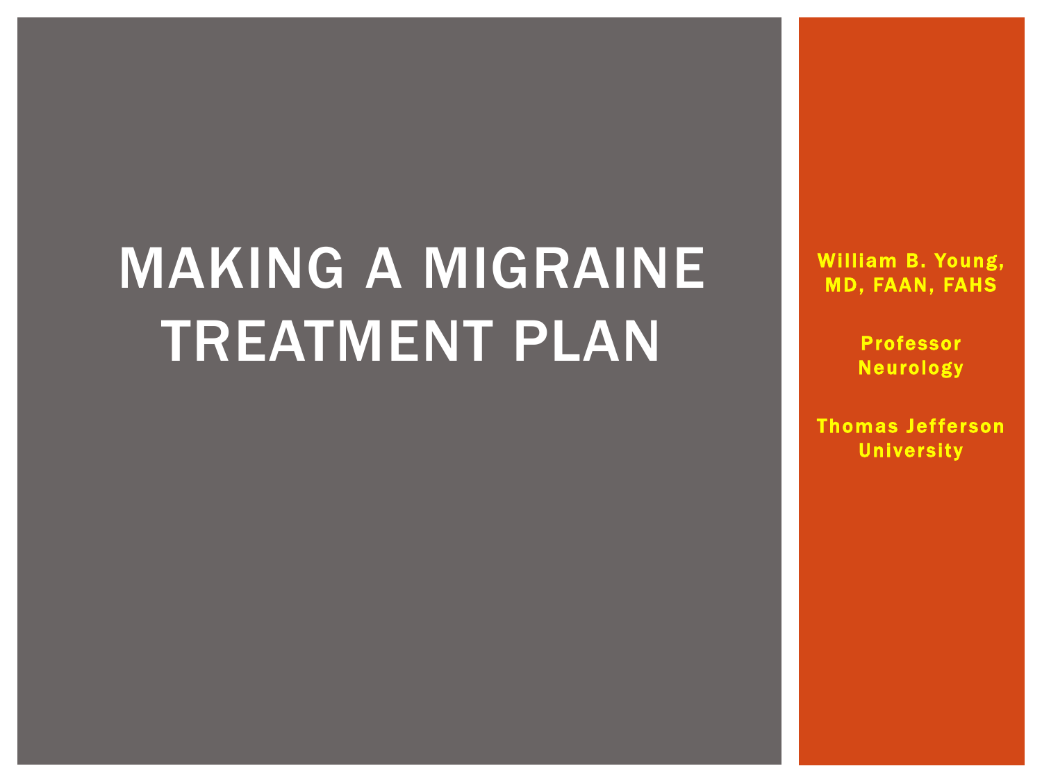# MAKING A MIGRAINE TREATMENT PLAN

William B. Young, MD, FAAN, FAHS

Professor Neurology

Thomas Jefferson University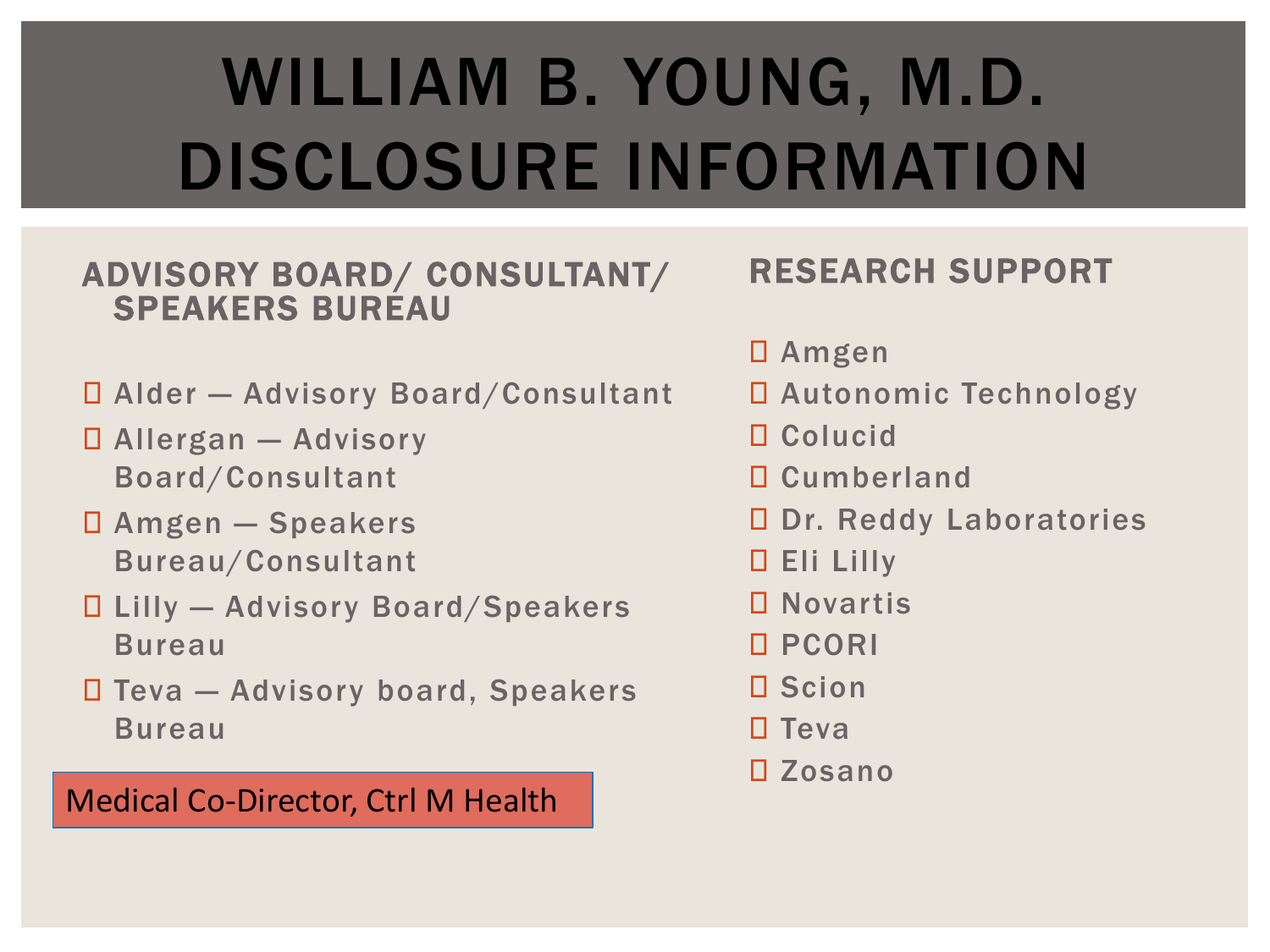# WILLIAM B. YOUNG, M.D. DISCLOSURE INFORMATION

## ADVISORY BOARD/ CONSULTANT/ SPEAKERS BUREAU

- Alder — Advisory Board/Consultant
- Allergan — Advisory Board/Consultant
- Amgen — Speakers Bureau/Consultant
- Lilly — Advisory Board/Speakers Bureau
- Teva — Advisory board, Speakers Bureau

Medical Co-Director, Ctrl M Health

## RESEARCH SUPPORT

- Amgen
- Autonomic Technology
- Colucid
- Cumberland
- Dr. Reddy Laboratories
- Eli Lilly
- Novartis
- PCORI
- Scion
- Teva
- Zosano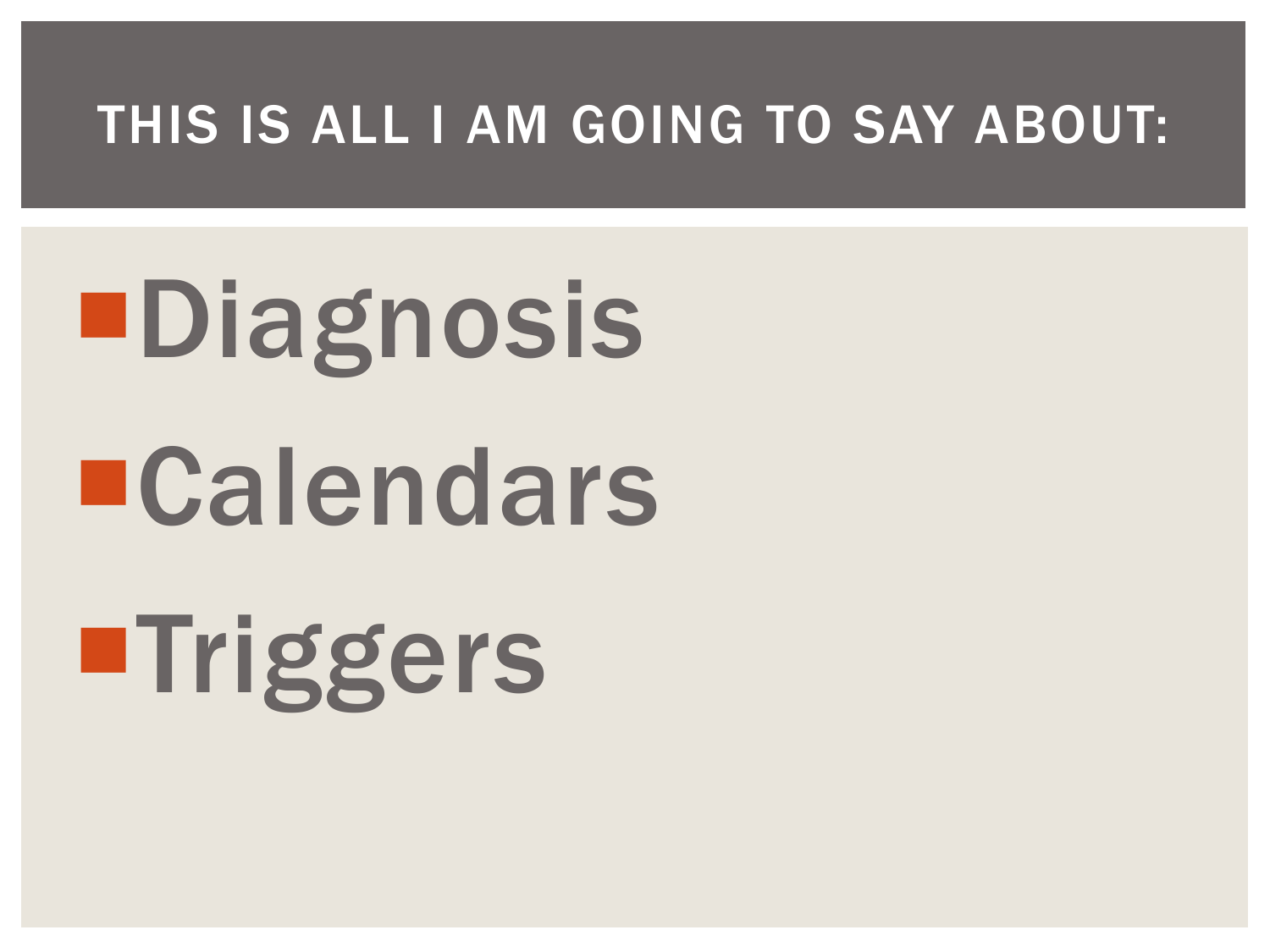# THIS IS ALL I AM GOING TO SAY ABOUT:

- Diagnosis
- Calendars
- Triggers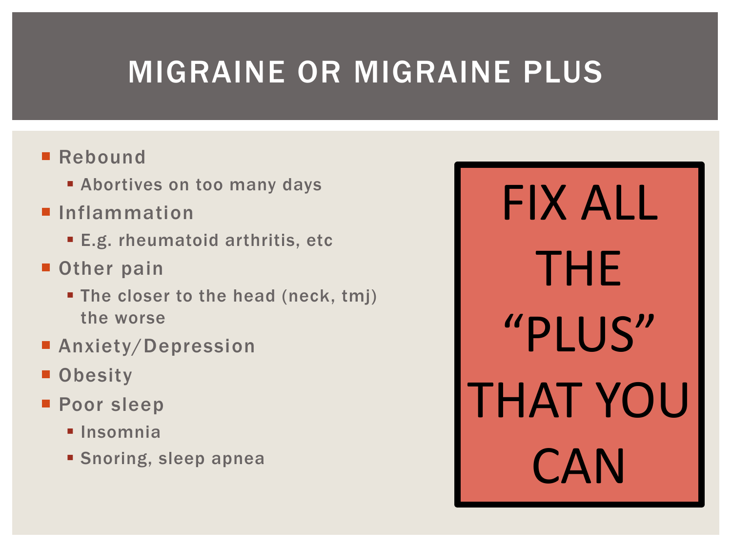# MIGRAINE OR MIGRAINE PLUS

- Rebound
  - Abortives on too many days
- Inflammation
  - E.g. rheumatoid arthritis, etc
- Other pain
  - The closer to the head (neck, tmj) the worse
- Anxiety/Depression
- Obesity
- Poor sleep
  - Insomnia
  - Snoring, sleep apnea

**FIX ALL THE "PLUS" THAT YOU CAN**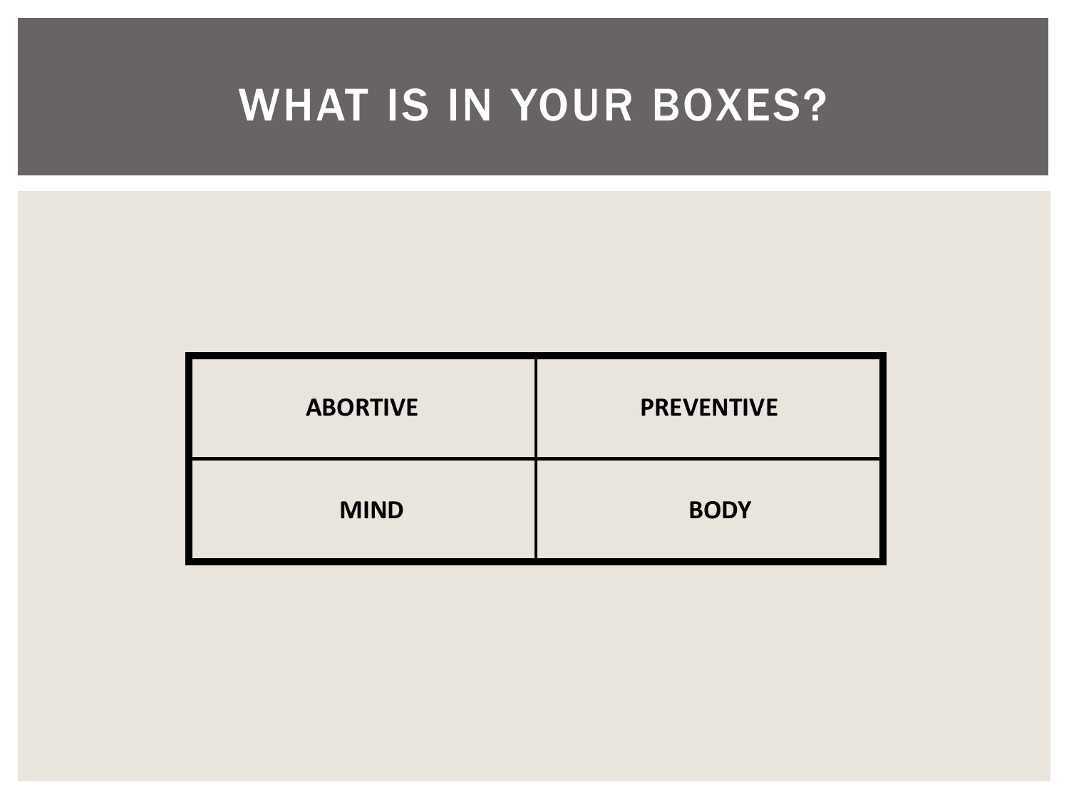# WHAT IS IN YOUR BOXES?

| ABORTIVE | PREVENTIVE |
| --- | --- |
| MIND | BODY |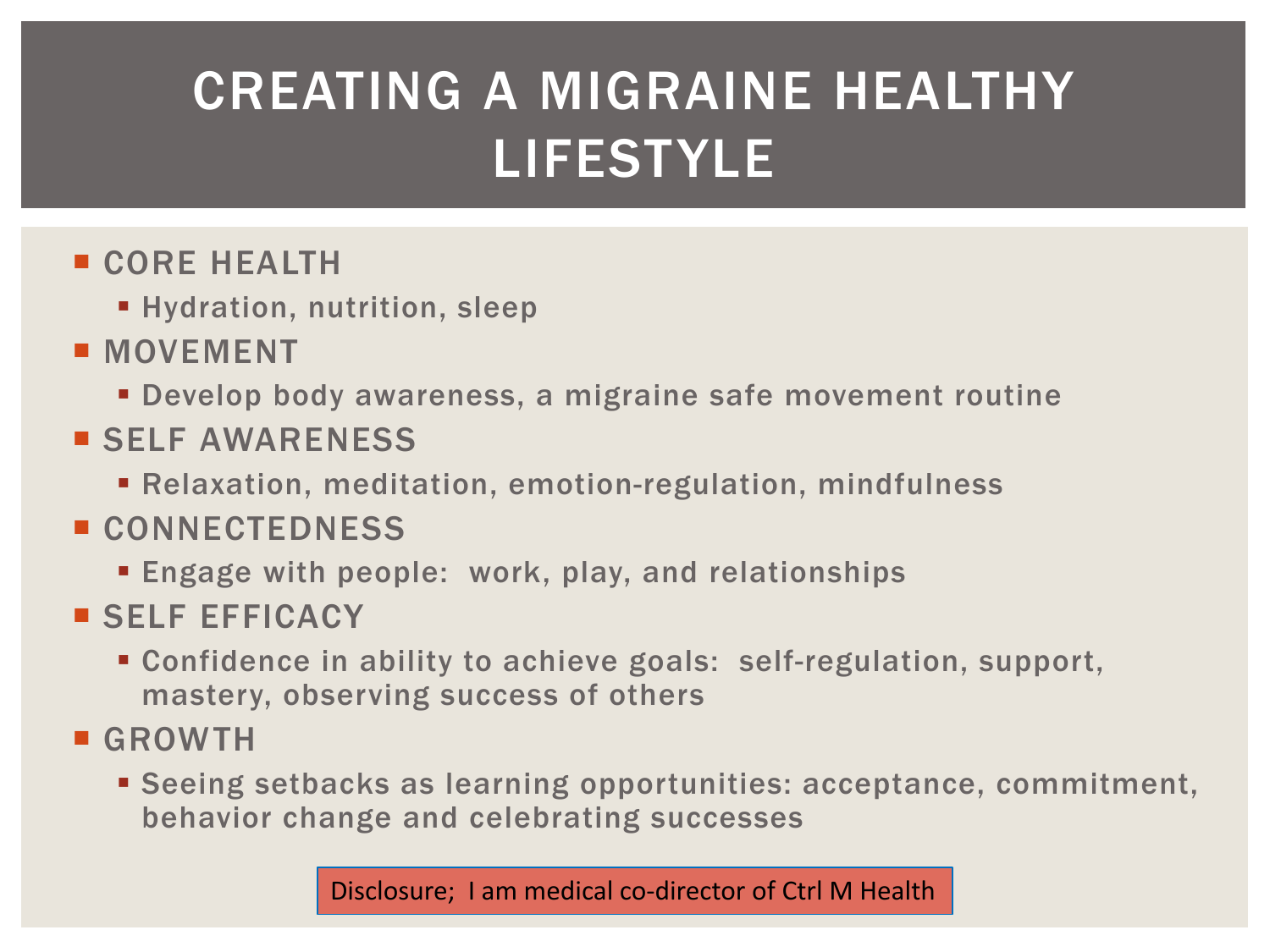# CREATING A MIGRAINE HEALTHY LIFESTYLE

- CORE HEALTH
  - Hydration, nutrition, sleep
- MOVEMENT
  - Develop body awareness, a migraine safe movement routine
- SELF AWARENESS
  - Relaxation, meditation, emotion-regulation, mindfulness
- CONNECTEDNESS
  - Engage with people:  work, play, and relationships
- SELF EFFICACY
  - Confidence in ability to achieve goals:  self-regulation, support, mastery, observing success of others
- GROWTH
  - Seeing setbacks as learning opportunities: acceptance, commitment, behavior change and celebrating successes

Disclosure;  I am medical co-director of Ctrl M Health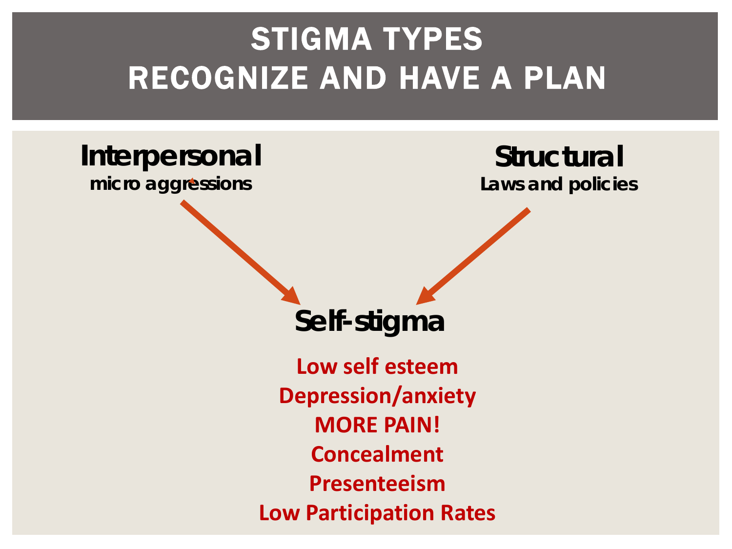# STIGMA TYPES
# RECOGNIZE AND HAVE A PLAN

**Interpersonal**
**micro aggressions**

**Structural**
**Laws and policies**

**Self-stigma**

**Low self esteem**
**Depression/anxiety**
**MORE PAIN!**
**Concealment**
**Presenteeism**
**Low Participation Rates**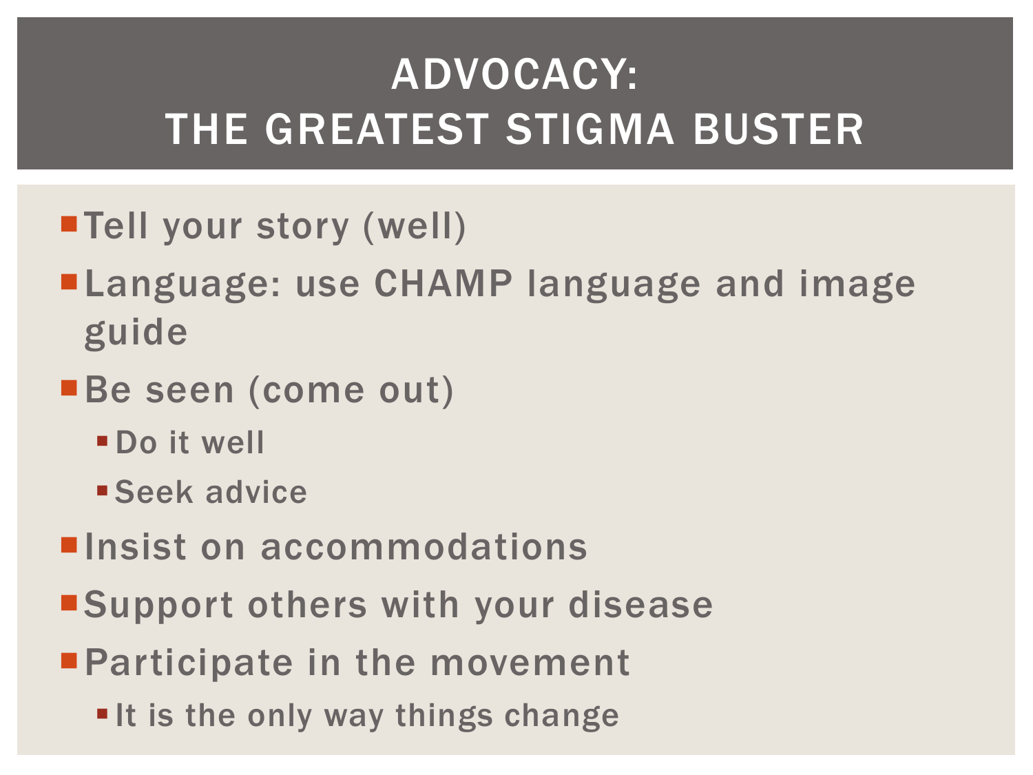# ADVOCACY: THE GREATEST STIGMA BUSTER

- Tell your story (well)
- Language: use CHAMP language and image guide
- Be seen (come out)
  - Do it well
  - Seek advice
- Insist on accommodations
- Support others with your disease
- Participate in the movement
  - It is the only way things change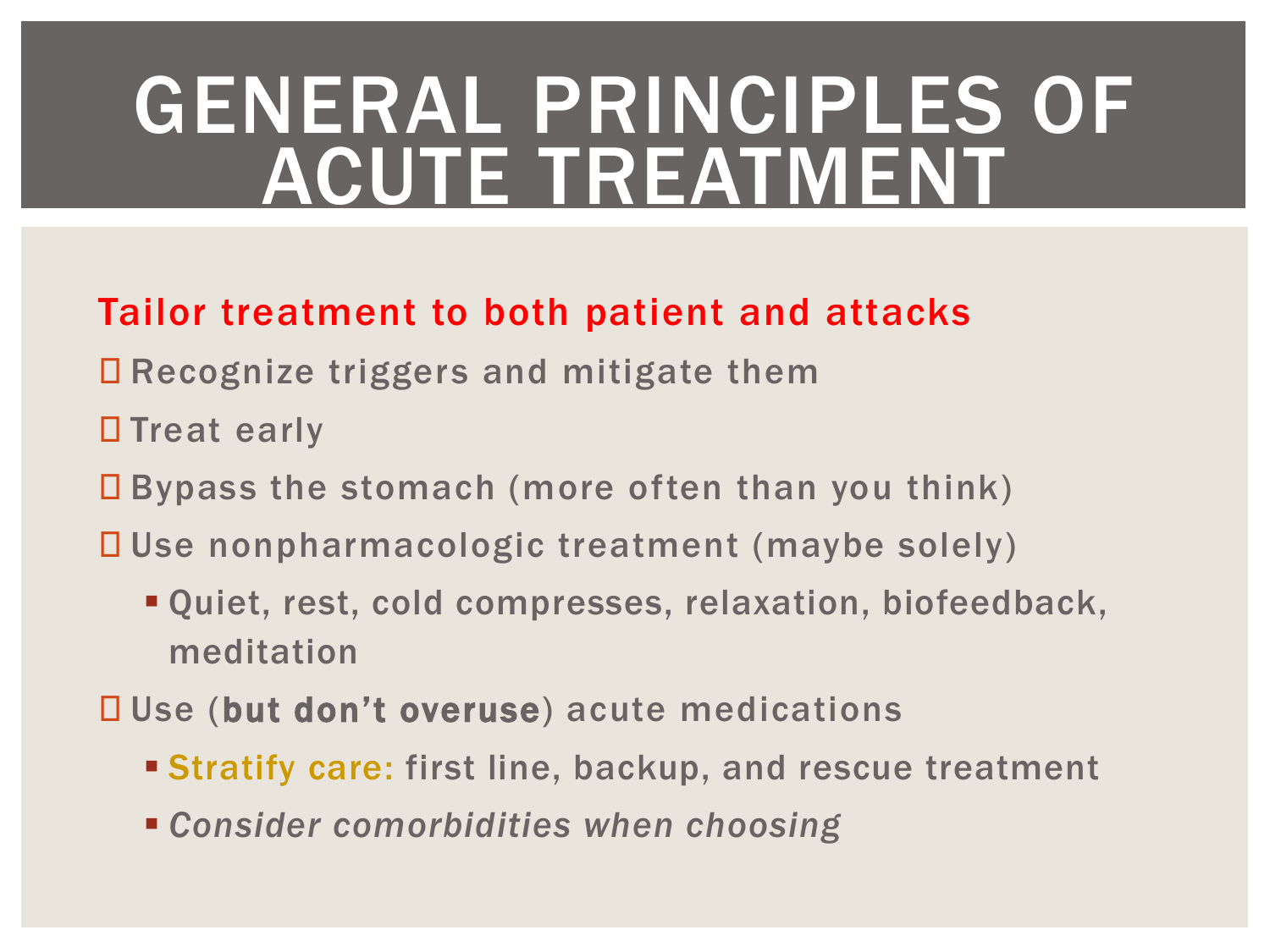# GENERAL PRINCIPLES OF ACUTE TREATMENT

**Tailor treatment to both patient and attacks**

- Recognize triggers and mitigate them
- Treat early
- Bypass the stomach (more often than you think)
- Use nonpharmacologic treatment (maybe solely)
  - Quiet, rest, cold compresses, relaxation, biofeedback, meditation
- Use (**but don't overuse**) acute medications
  - Stratify care: first line, backup, and rescue treatment
  - *Consider comorbidities when choosing*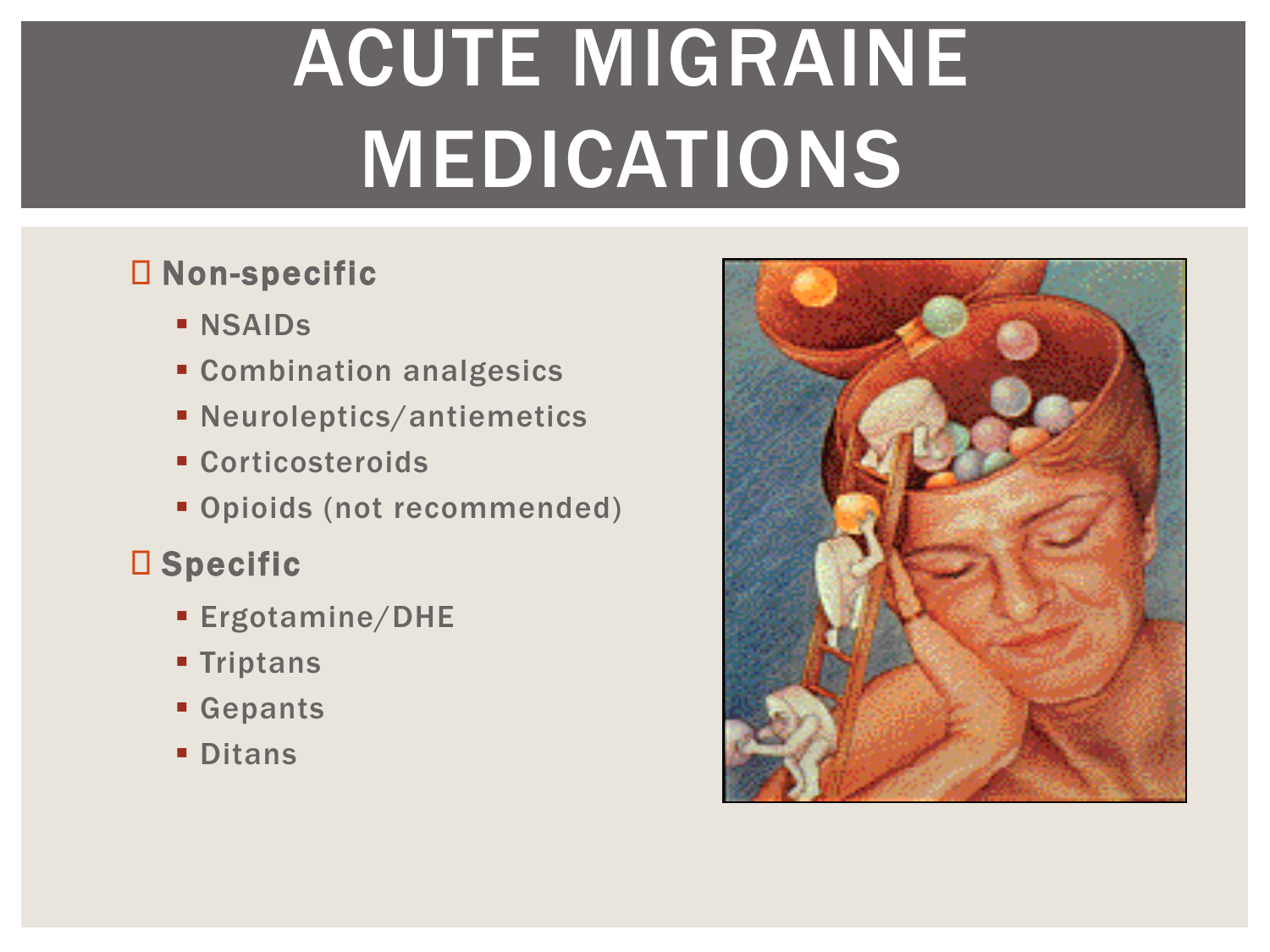# ACUTE MIGRAINE MEDICATIONS

- **Non-specific**
  - NSAIDs
  - Combination analgesics
  - Neuroleptics/antiemetics
  - Corticosteroids
  - Opioids (not recommended)
- **Specific**
  - Ergotamine/DHE
  - Triptans
  - Gepants
  - Ditans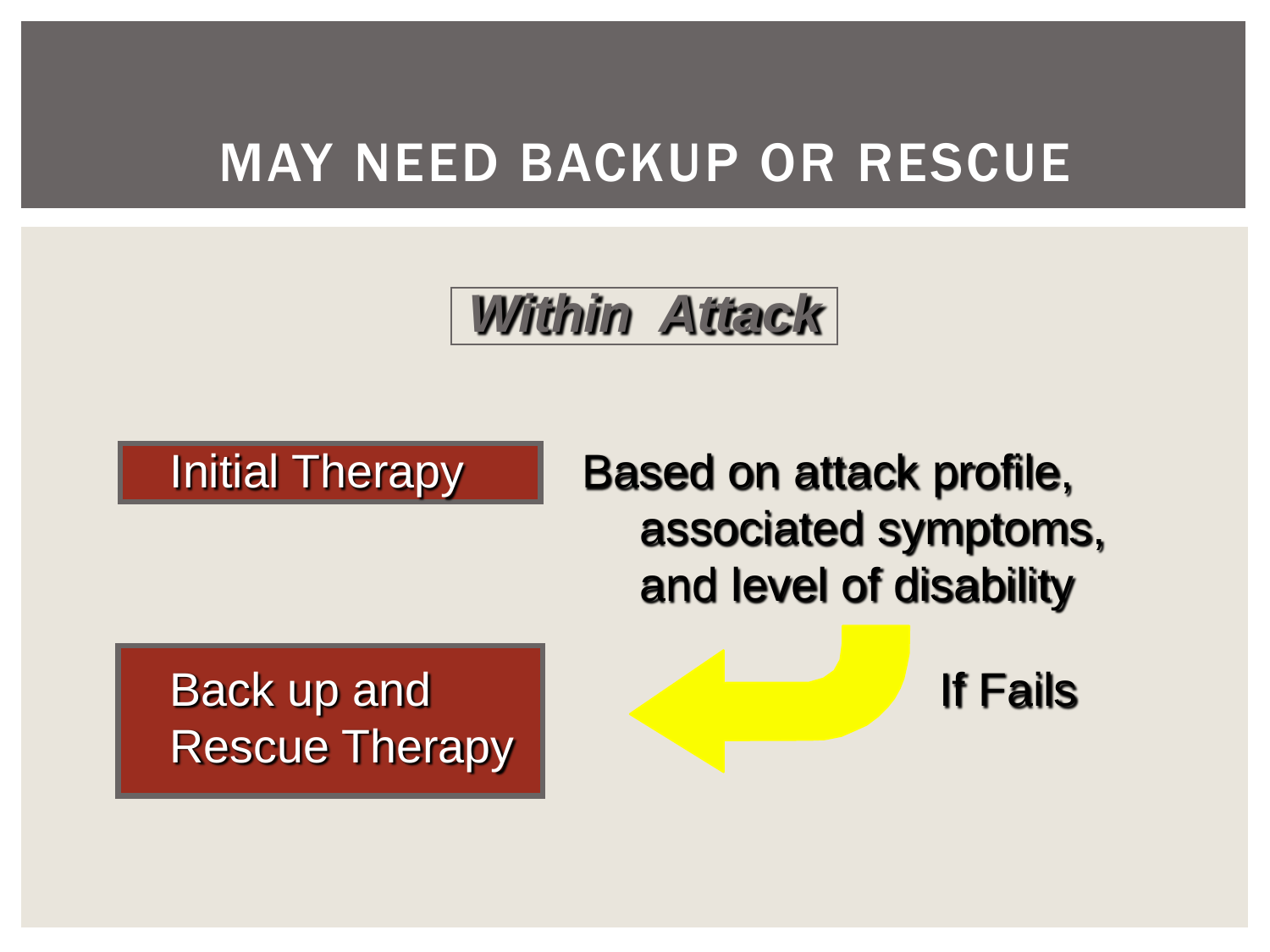# MAY NEED BACKUP OR RESCUE

***Within Attack***

**Initial Therapy**

**Based on attack profile, associated symptoms, and level of disability**

**If Fails**

**Back up and Rescue Therapy**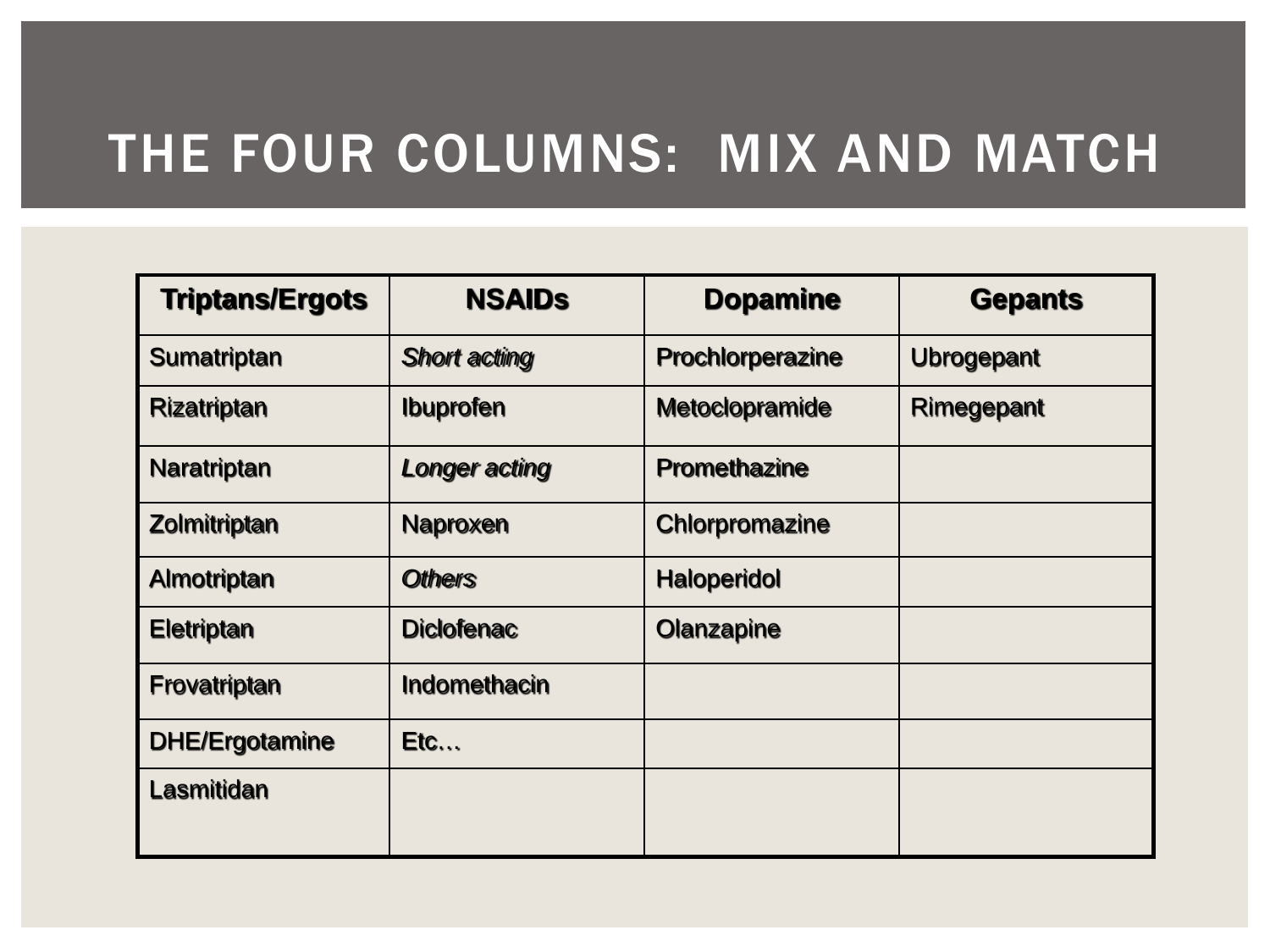# THE FOUR COLUMNS: MIX AND MATCH

| Triptans/Ergots | NSAIDs | Dopamine | Gepants |
|---|---|---|---|
| Sumatriptan | *Short acting* | Prochlorperazine | Ubrogepant |
| Rizatriptan | Ibuprofen | Metoclopramide | Rimegepant |
| Naratriptan | *Longer acting* | Promethazine | |
| Zolmitriptan | Naproxen | Chlorpromazine | |
| Almotriptan | *Others* | Haloperidol | |
| Eletriptan | Diclofenac | Olanzapine | |
| Frovatriptan | Indomethacin | | |
| DHE/Ergotamine | Etc… | | |
| Lasmitidan | | | |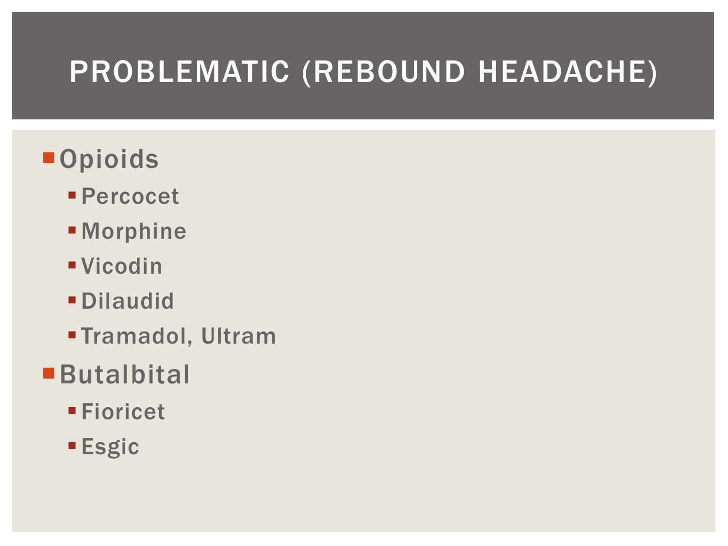# PROBLEMATIC (REBOUND HEADACHE)

- Opioids
  - Percocet
  - Morphine
  - Vicodin
  - Dilaudid
  - Tramadol, Ultram
- Butalbital
  - Fioricet
  - Esgic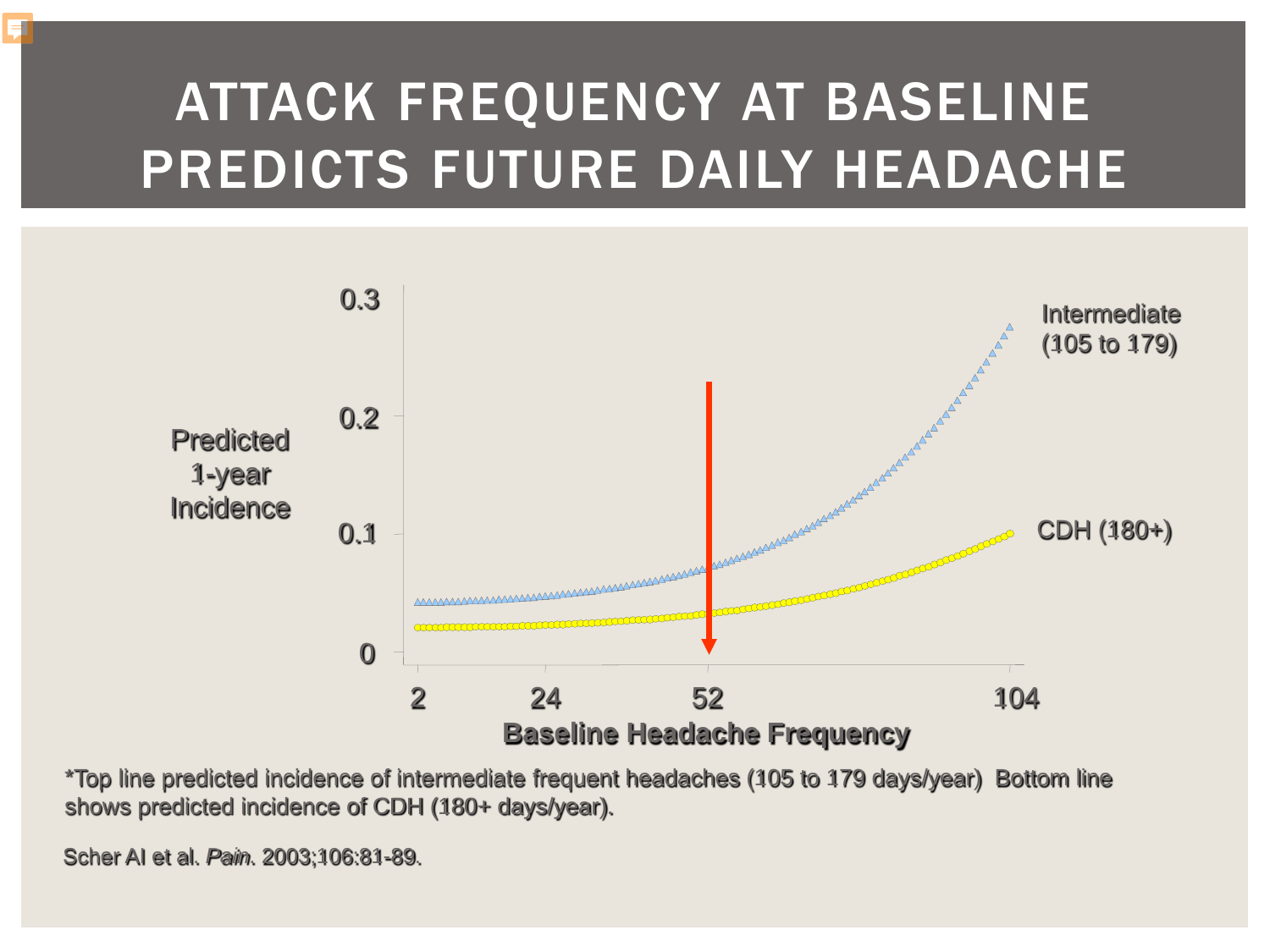# ATTACK FREQUENCY AT BASELINE PREDICTS FUTURE DAILY HEADACHE

Predicted 1-year Incidence

0.3

0.2

0.1

0

2 24 52 104

Baseline Headache Frequency

Intermediate (105 to 179)

CDH (180+)

*Top line predicted incidence of intermediate frequent headaches (105 to 179 days/year) Bottom line shows predicted incidence of CDH (180+ days/year).

Scher AI et al. *Pain*. 2003;106:81-89.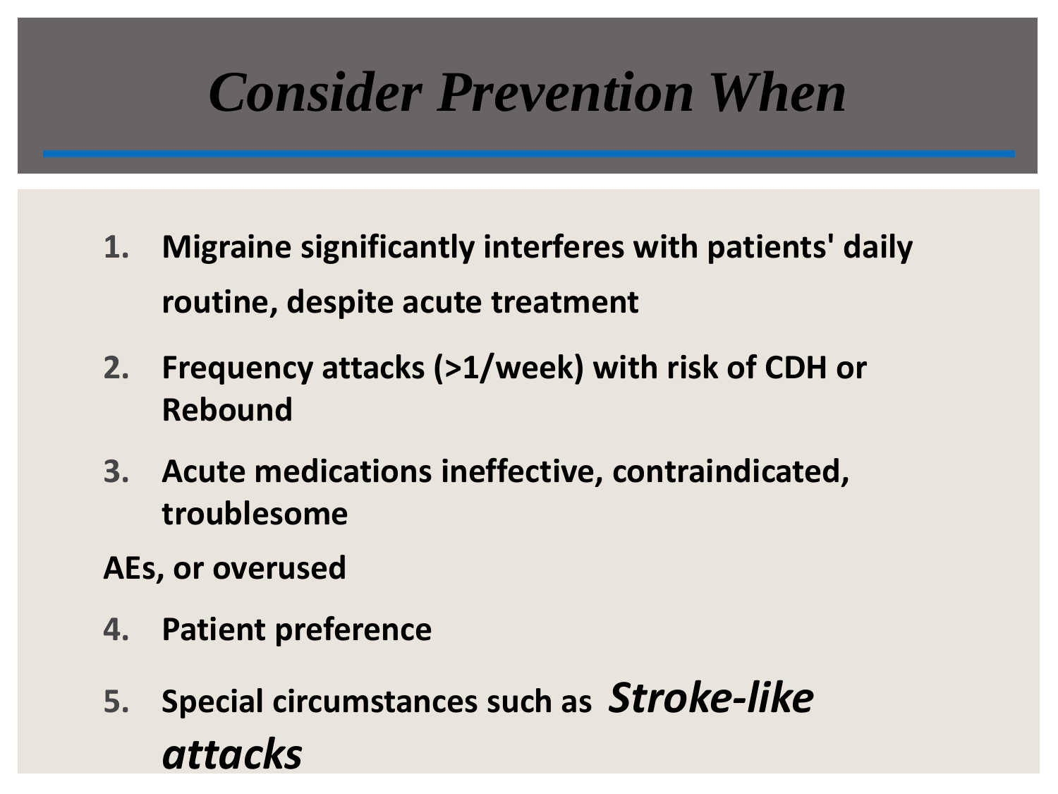# *Consider Prevention When*

1. **Migraine significantly interferes with patients' daily routine, despite acute treatment**
2. **Frequency attacks (>1/week) with risk of CDH or Rebound**
3. **Acute medications ineffective, contraindicated, troublesome**

**AEs, or overused**

4. **Patient preference**
5. **Special circumstances such as** ***Stroke-like attacks***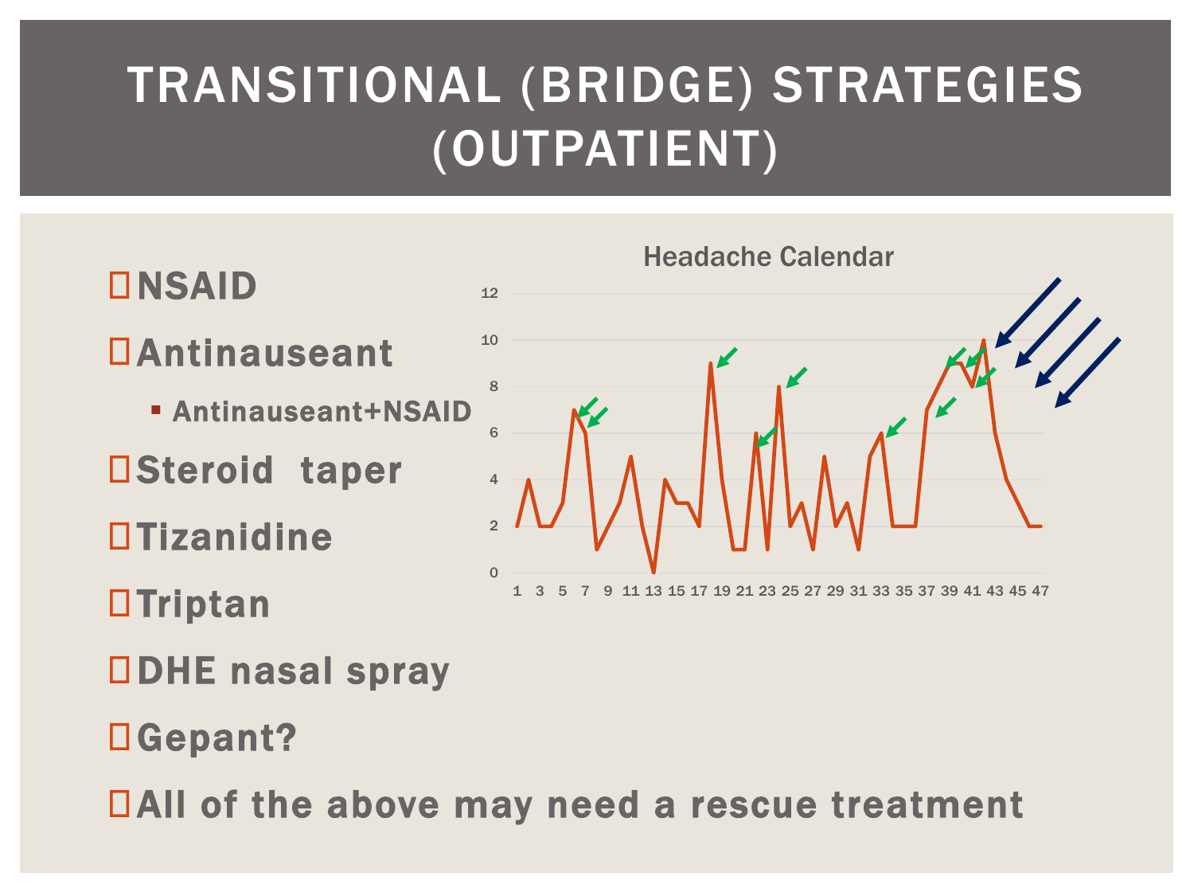# TRANSITIONAL (BRIDGE) STRATEGIES (OUTPATIENT)

- NSAID
- Antinauseant
  - Antinauseant+NSAID
- Steroid taper
- Tizanidine
- Triptan
- DHE nasal spray
- Gepant?
- All of the above may need a rescue treatment

Headache Calendar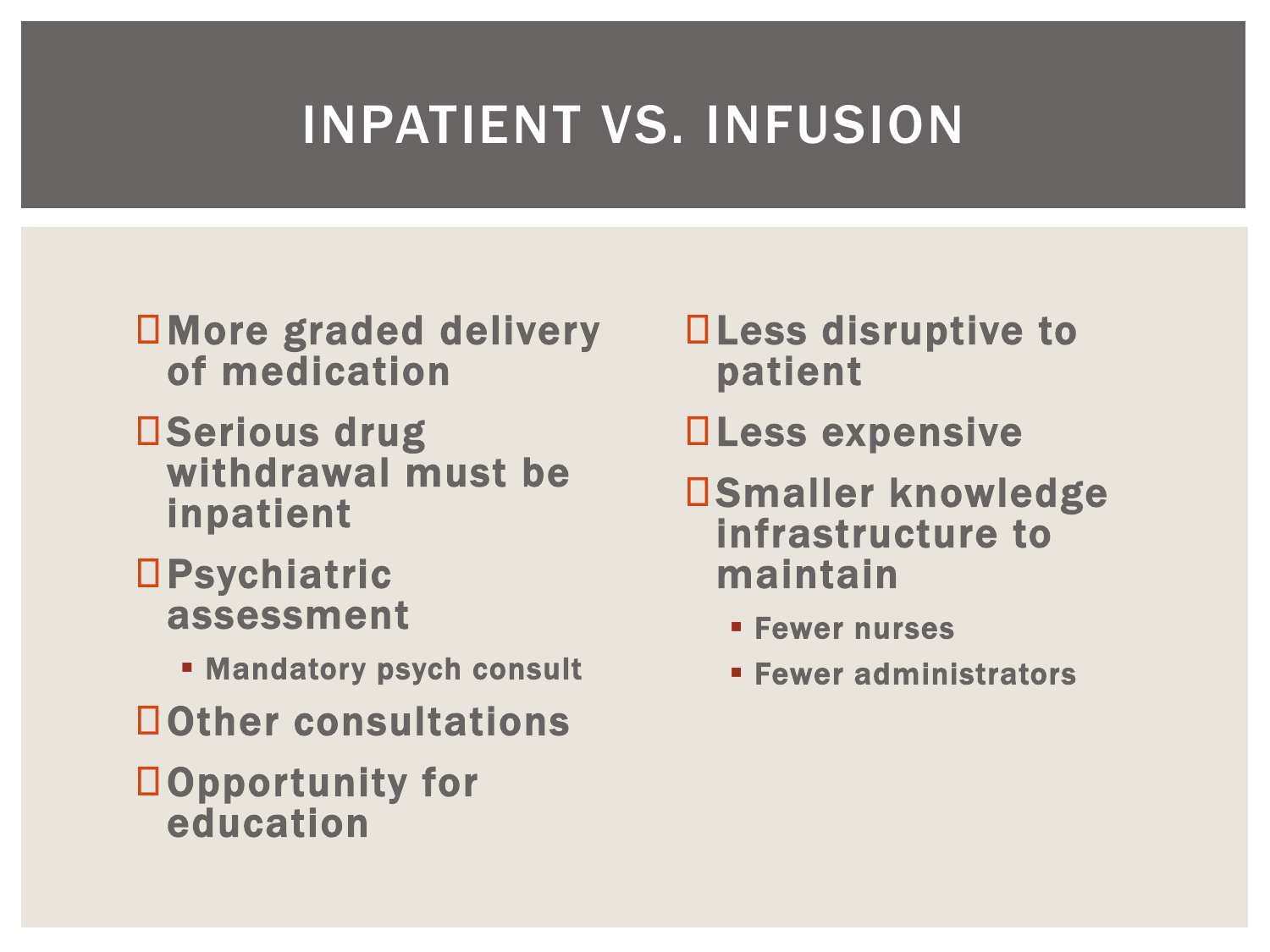# INPATIENT VS. INFUSION

- More graded delivery of medication
- Serious drug withdrawal must be inpatient
- Psychiatric assessment
  - Mandatory psych consult
- Other consultations
- Opportunity for education

- Less disruptive to patient
- Less expensive
- Smaller knowledge infrastructure to maintain
  - Fewer nurses
  - Fewer administrators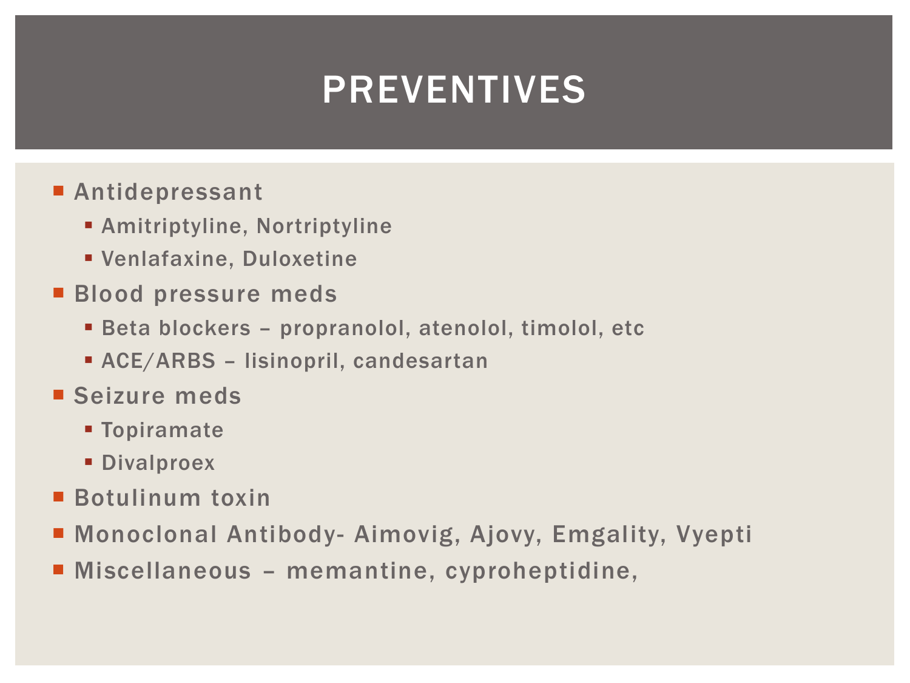# PREVENTIVES

- Antidepressant
  - Amitriptyline, Nortriptyline
  - Venlafaxine, Duloxetine
- Blood pressure meds
  - Beta blockers – propranolol, atenolol, timolol, etc
  - ACE/ARBS – lisinopril, candesartan
- Seizure meds
  - Topiramate
  - Divalproex
- Botulinum toxin
- Monoclonal Antibody- Aimovig, Ajovy, Emgality, Vyepti
- Miscellaneous – memantine, cyproheptidine,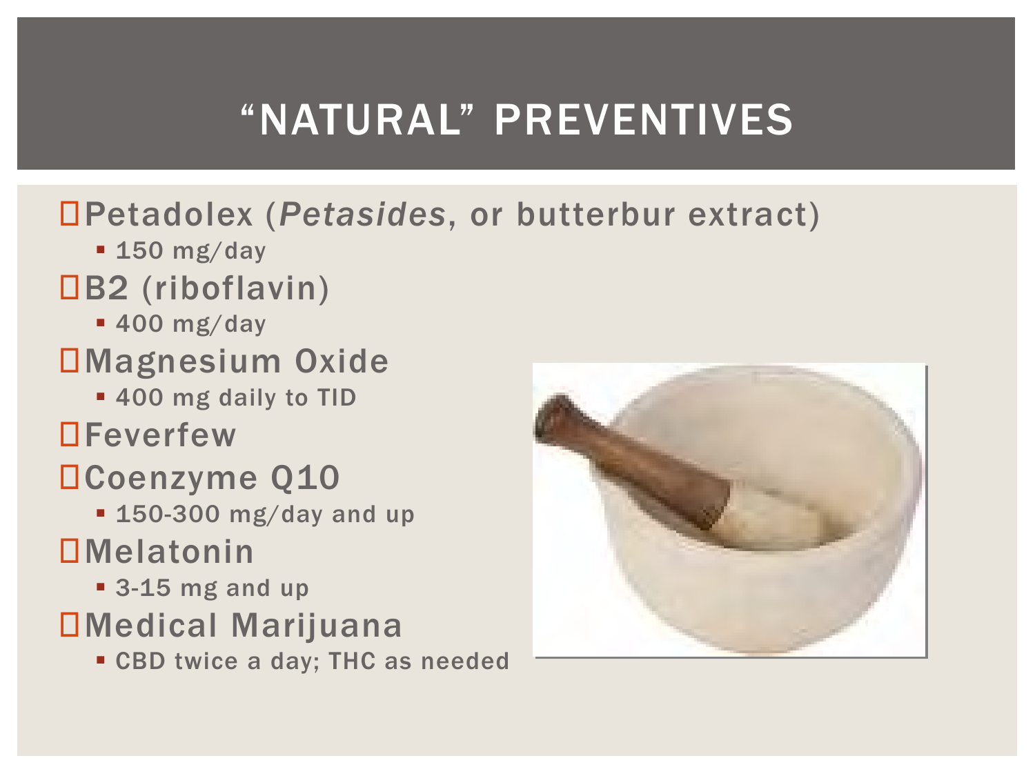# "NATURAL" PREVENTIVES

- Petadolex (*Petasides*, or butterbur extract)
  - 150 mg/day
- B2 (riboflavin)
  - 400 mg/day
- Magnesium Oxide
  - 400 mg daily to TID
- Feverfew
- Coenzyme Q10
  - 150-300 mg/day and up
- Melatonin
  - 3-15 mg and up
- Medical Marijuana
  - CBD twice a day; THC as needed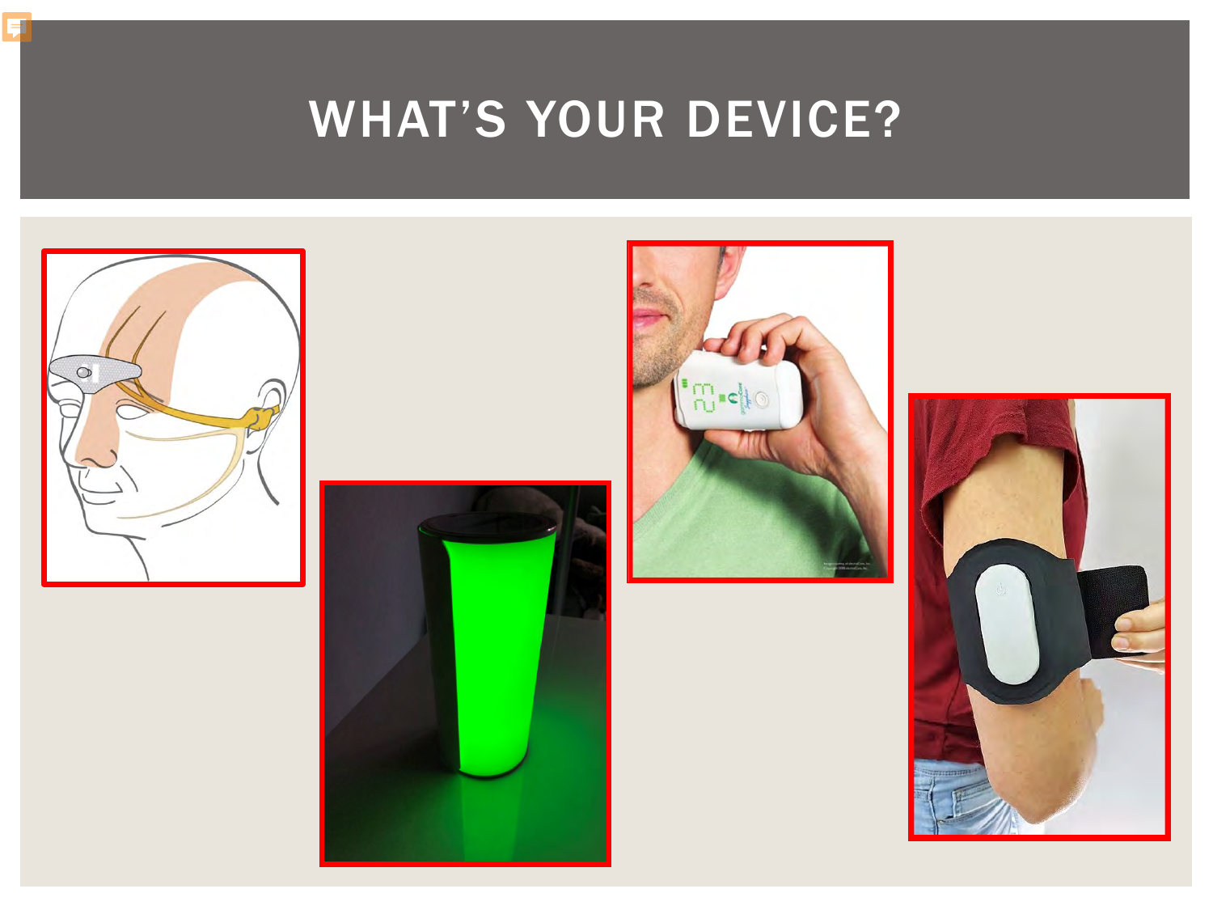# WHAT'S YOUR DEVICE?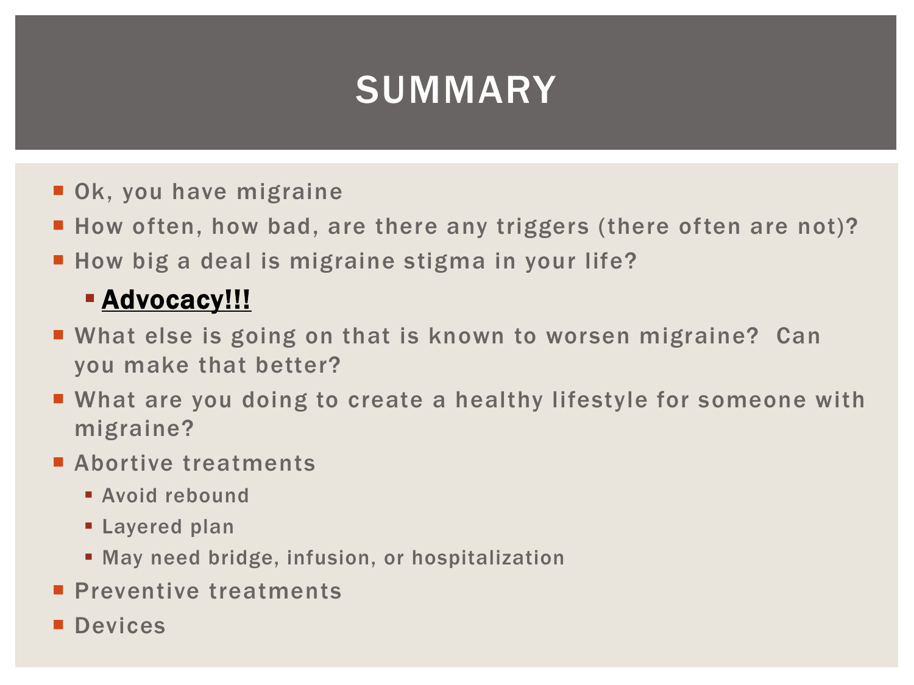# SUMMARY

- Ok, you have migraine
- How often, how bad, are there any triggers (there often are not)?
- How big a deal is migraine stigma in your life?
  - **Advocacy!!!**
- What else is going on that is known to worsen migraine? Can you make that better?
- What are you doing to create a healthy lifestyle for someone with migraine?
- Abortive treatments
  - Avoid rebound
  - Layered plan
  - May need bridge, infusion, or hospitalization
- Preventive treatments
- Devices